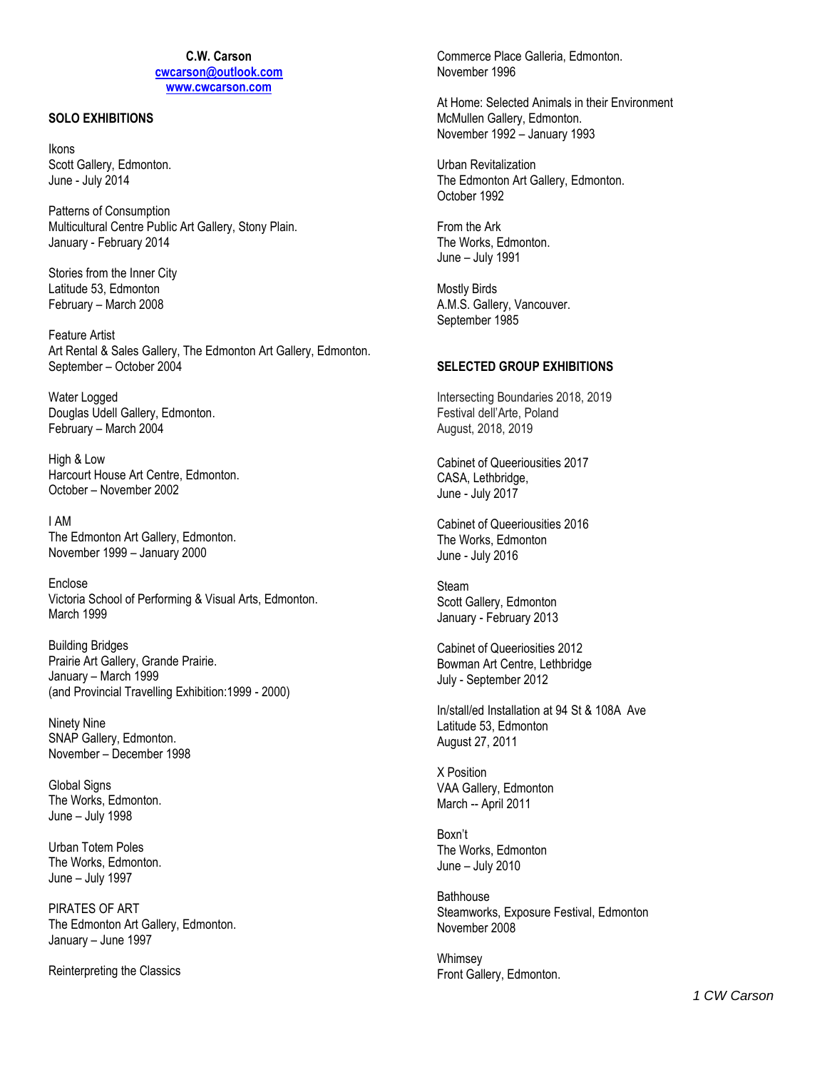**C.W. Carson**
[cwcarson@outlook.com](mailto:cwcarson@outlook.com)
[www.cwcarson.com](http://www.cwcarson.com)

## SOLO EXHIBITIONS

Ikons
Scott Gallery, Edmonton.
June - July 2014

Patterns of Consumption
Multicultural Centre Public Art Gallery, Stony Plain.
January - February 2014

Stories from the Inner City
Latitude 53, Edmonton
February – March 2008

Feature Artist
Art Rental & Sales Gallery, The Edmonton Art Gallery, Edmonton.
September – October 2004

Water Logged
Douglas Udell Gallery, Edmonton.
February – March 2004

High & Low
Harcourt House Art Centre, Edmonton.
October – November 2002

I AM
The Edmonton Art Gallery, Edmonton.
November 1999 – January 2000

Enclose
Victoria School of Performing & Visual Arts, Edmonton.
March 1999

Building Bridges
Prairie Art Gallery, Grande Prairie.
January – March 1999
(and Provincial Travelling Exhibition:1999 - 2000)

Ninety Nine
SNAP Gallery, Edmonton.
November – December 1998

Global Signs
The Works, Edmonton.
June – July 1998

Urban Totem Poles
The Works, Edmonton.
June – July 1997

PIRATES OF ART
The Edmonton Art Gallery, Edmonton.
January – June 1997

Reinterpreting the Classics
Commerce Place Galleria, Edmonton.
November 1996

At Home: Selected Animals in their Environment
McMullen Gallery, Edmonton.
November 1992 – January 1993

Urban Revitalization
The Edmonton Art Gallery, Edmonton.
October 1992

From the Ark
The Works, Edmonton.
June – July 1991

Mostly Birds
A.M.S. Gallery, Vancouver.
September 1985

## SELECTED GROUP EXHIBITIONS

Intersecting Boundaries 2018, 2019
Festival dell'Arte, Poland
August, 2018, 2019

Cabinet of Queeriousities 2017
CASA, Lethbridge,
June - July 2017

Cabinet of Queeriousities 2016
The Works, Edmonton
June - July 2016

Steam
Scott Gallery, Edmonton
January - February 2013

Cabinet of Queeriosities 2012
Bowman Art Centre, Lethbridge
July - September 2012

In/stall/ed Installation at 94 St & 108A Ave
Latitude 53, Edmonton
August 27, 2011

X Position
VAA Gallery, Edmonton
March -- April 2011

Boxn't
The Works, Edmonton
June – July 2010

Bathhouse
Steamworks, Exposure Festival, Edmonton
November 2008

Whimsey
Front Gallery, Edmonton.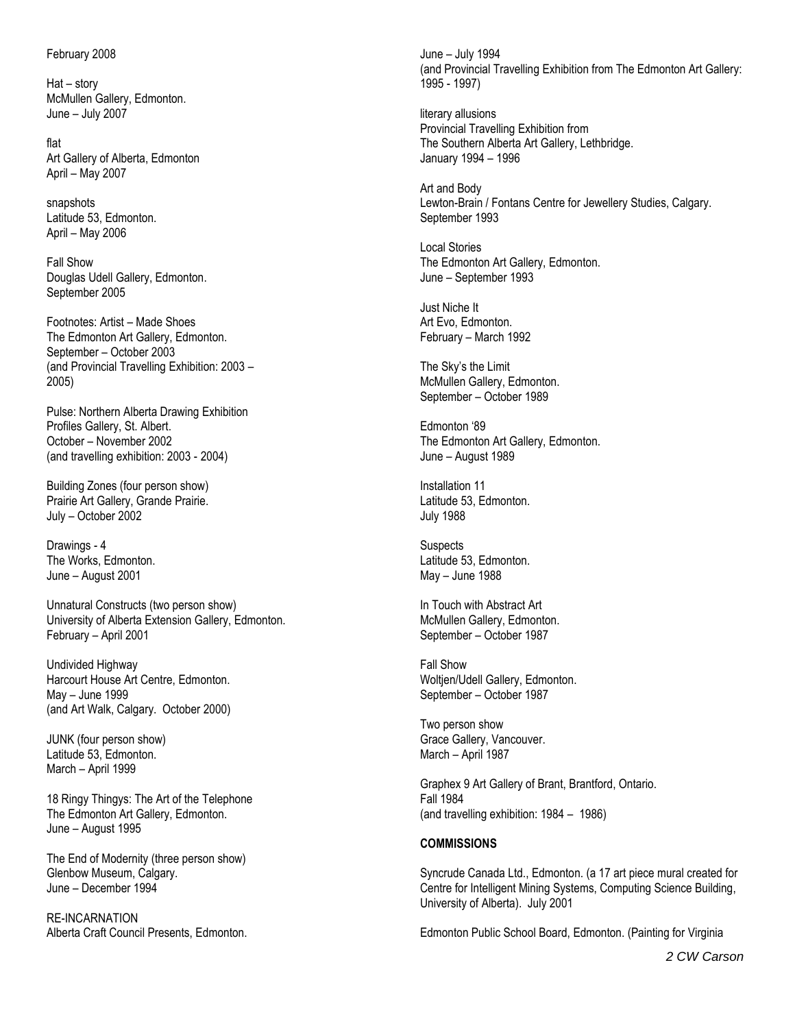February 2008

Hat – story
McMullen Gallery, Edmonton.
June – July 2007

flat
Art Gallery of Alberta, Edmonton
April – May 2007

snapshots
Latitude 53, Edmonton.
April – May 2006

Fall Show
Douglas Udell Gallery, Edmonton.
September 2005

Footnotes: Artist – Made Shoes
The Edmonton Art Gallery, Edmonton.
September – October 2003
(and Provincial Travelling Exhibition: 2003 – 2005)

Pulse: Northern Alberta Drawing Exhibition
Profiles Gallery, St. Albert.
October – November 2002
(and travelling exhibition: 2003 - 2004)

Building Zones (four person show)
Prairie Art Gallery, Grande Prairie.
July – October 2002

Drawings - 4
The Works, Edmonton.
June – August 2001

Unnatural Constructs (two person show)
University of Alberta Extension Gallery, Edmonton.
February – April 2001

Undivided Highway
Harcourt House Art Centre, Edmonton.
May – June 1999
(and Art Walk, Calgary. October 2000)

JUNK (four person show)
Latitude 53, Edmonton.
March – April 1999

18 Ringy Thingys: The Art of the Telephone
The Edmonton Art Gallery, Edmonton.
June – August 1995

The End of Modernity (three person show)
Glenbow Museum, Calgary.
June – December 1994

RE-INCARNATION
Alberta Craft Council Presents, Edmonton.
June – July 1994
(and Provincial Travelling Exhibition from The Edmonton Art Gallery: 1995 - 1997)

literary allusions
Provincial Travelling Exhibition from
The Southern Alberta Art Gallery, Lethbridge.
January 1994 – 1996

Art and Body
Lewton-Brain / Fontans Centre for Jewellery Studies, Calgary.
September 1993

Local Stories
The Edmonton Art Gallery, Edmonton.
June – September 1993

Just Niche It
Art Evo, Edmonton.
February – March 1992

The Sky's the Limit
McMullen Gallery, Edmonton.
September – October 1989

Edmonton '89
The Edmonton Art Gallery, Edmonton.
June – August 1989

Installation 11
Latitude 53, Edmonton.
July 1988

Suspects
Latitude 53, Edmonton.
May – June 1988

In Touch with Abstract Art
McMullen Gallery, Edmonton.
September – October 1987

Fall Show
Woltjen/Udell Gallery, Edmonton.
September – October 1987

Two person show
Grace Gallery, Vancouver.
March – April 1987

Graphex 9 Art Gallery of Brant, Brantford, Ontario.
Fall 1984
(and travelling exhibition: 1984 – 1986)

**COMMISSIONS**

Syncrude Canada Ltd., Edmonton. (a 17 art piece mural created for Centre for Intelligent Mining Systems, Computing Science Building, University of Alberta). July 2001

Edmonton Public School Board, Edmonton. (Painting for Virginia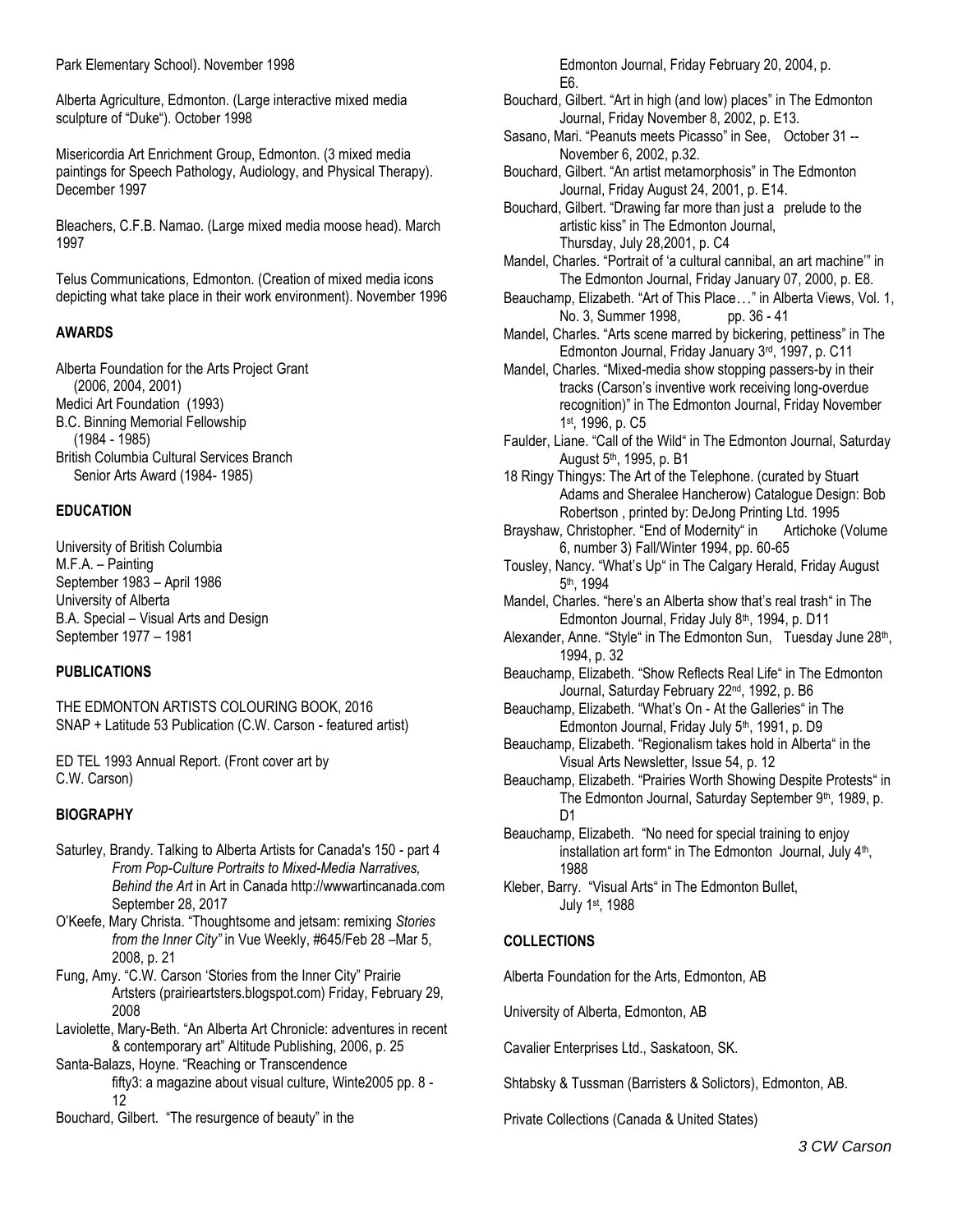Park Elementary School). November 1998

Alberta Agriculture, Edmonton. (Large interactive mixed media sculpture of "Duke"). October 1998

Misericordia Art Enrichment Group, Edmonton. (3 mixed media paintings for Speech Pathology, Audiology, and Physical Therapy). December 1997

Bleachers, C.F.B. Namao. (Large mixed media moose head). March 1997

Telus Communications, Edmonton. (Creation of mixed media icons depicting what take place in their work environment). November 1996

## AWARDS

Alberta Foundation for the Arts Project Grant (2006, 2004, 2001)
Medici Art Foundation (1993)
B.C. Binning Memorial Fellowship (1984 - 1985)
British Columbia Cultural Services Branch Senior Arts Award (1984- 1985)

## EDUCATION

University of British Columbia
M.F.A. – Painting
September 1983 – April 1986
University of Alberta
B.A. Special – Visual Arts and Design
September 1977 – 1981

## PUBLICATIONS

THE EDMONTON ARTISTS COLOURING BOOK, 2016
SNAP + Latitude 53 Publication (C.W. Carson - featured artist)

ED TEL 1993 Annual Report. (Front cover art by C.W. Carson)

## BIOGRAPHY

Saturley, Brandy. Talking to Alberta Artists for Canada's 150 - part 4 *From Pop-Culture Portraits to Mixed-Media Narratives, Behind the Art* in Art in Canada http://wwwartincanada.com September 28, 2017

O'Keefe, Mary Christa. "Thoughtsome and jetsam: remixing *Stories from the Inner City"* in Vue Weekly, #645/Feb 28 –Mar 5, 2008, p. 21

Fung, Amy. "C.W. Carson 'Stories from the Inner City" Prairie Artsters (prairieartsters.blogspot.com) Friday, February 29, 2008

Laviolette, Mary-Beth. "An Alberta Art Chronicle: adventures in recent & contemporary art" Altitude Publishing, 2006, p. 25

Santa-Balazs, Hoyne. "Reaching or Transcendence fifty3: a magazine about visual culture, Winte2005 pp. 8 - 12

Bouchard, Gilbert. "The resurgence of beauty" in the Edmonton Journal, Friday February 20, 2004, p. E6.

Bouchard, Gilbert. "Art in high (and low) places" in The Edmonton Journal, Friday November 8, 2002, p. E13.

Sasano, Mari. "Peanuts meets Picasso" in See, October 31 -- November 6, 2002, p.32.

Bouchard, Gilbert. "An artist metamorphosis" in The Edmonton Journal, Friday August 24, 2001, p. E14.

Bouchard, Gilbert. "Drawing far more than just a prelude to the artistic kiss" in The Edmonton Journal, Thursday, July 28,2001, p. C4

Mandel, Charles. "Portrait of 'a cultural cannibal, an art machine'" in The Edmonton Journal, Friday January 07, 2000, p. E8.

Beauchamp, Elizabeth. "Art of This Place…" in Alberta Views, Vol. 1, No. 3, Summer 1998, pp. 36 - 41

Mandel, Charles. "Arts scene marred by bickering, pettiness" in The Edmonton Journal, Friday January 3rd, 1997, p. C11

Mandel, Charles. "Mixed-media show stopping passers-by in their tracks (Carson's inventive work receiving long-overdue recognition)" in The Edmonton Journal, Friday November 1st, 1996, p. C5

Faulder, Liane. "Call of the Wild" in The Edmonton Journal, Saturday August 5th, 1995, p. B1

18 Ringy Thingys: The Art of the Telephone. (curated by Stuart Adams and Sheralee Hancherow) Catalogue Design: Bob Robertson , printed by: DeJong Printing Ltd. 1995

Brayshaw, Christopher. "End of Modernity" in Artichoke (Volume 6, number 3) Fall/Winter 1994, pp. 60-65

Tousley, Nancy. "What's Up" in The Calgary Herald, Friday August 5th, 1994

Mandel, Charles. "here's an Alberta show that's real trash" in The Edmonton Journal, Friday July 8th, 1994, p. D11

Alexander, Anne. "Style" in The Edmonton Sun, Tuesday June 28th, 1994, p. 32

Beauchamp, Elizabeth. "Show Reflects Real Life" in The Edmonton Journal, Saturday February 22nd, 1992, p. B6

Beauchamp, Elizabeth. "What's On - At the Galleries" in The Edmonton Journal, Friday July 5th, 1991, p. D9

Beauchamp, Elizabeth. "Regionalism takes hold in Alberta" in the Visual Arts Newsletter, Issue 54, p. 12

Beauchamp, Elizabeth. "Prairies Worth Showing Despite Protests" in The Edmonton Journal, Saturday September 9th, 1989, p. D1

Beauchamp, Elizabeth. "No need for special training to enjoy installation art form" in The Edmonton Journal, July 4th, 1988

Kleber, Barry. "Visual Arts" in The Edmonton Bullet, July 1st, 1988

## COLLECTIONS

Alberta Foundation for the Arts, Edmonton, AB

University of Alberta, Edmonton, AB

Cavalier Enterprises Ltd., Saskatoon, SK.

Shtabsky & Tussman (Barristers & Solictors), Edmonton, AB.

Private Collections (Canada & United States)